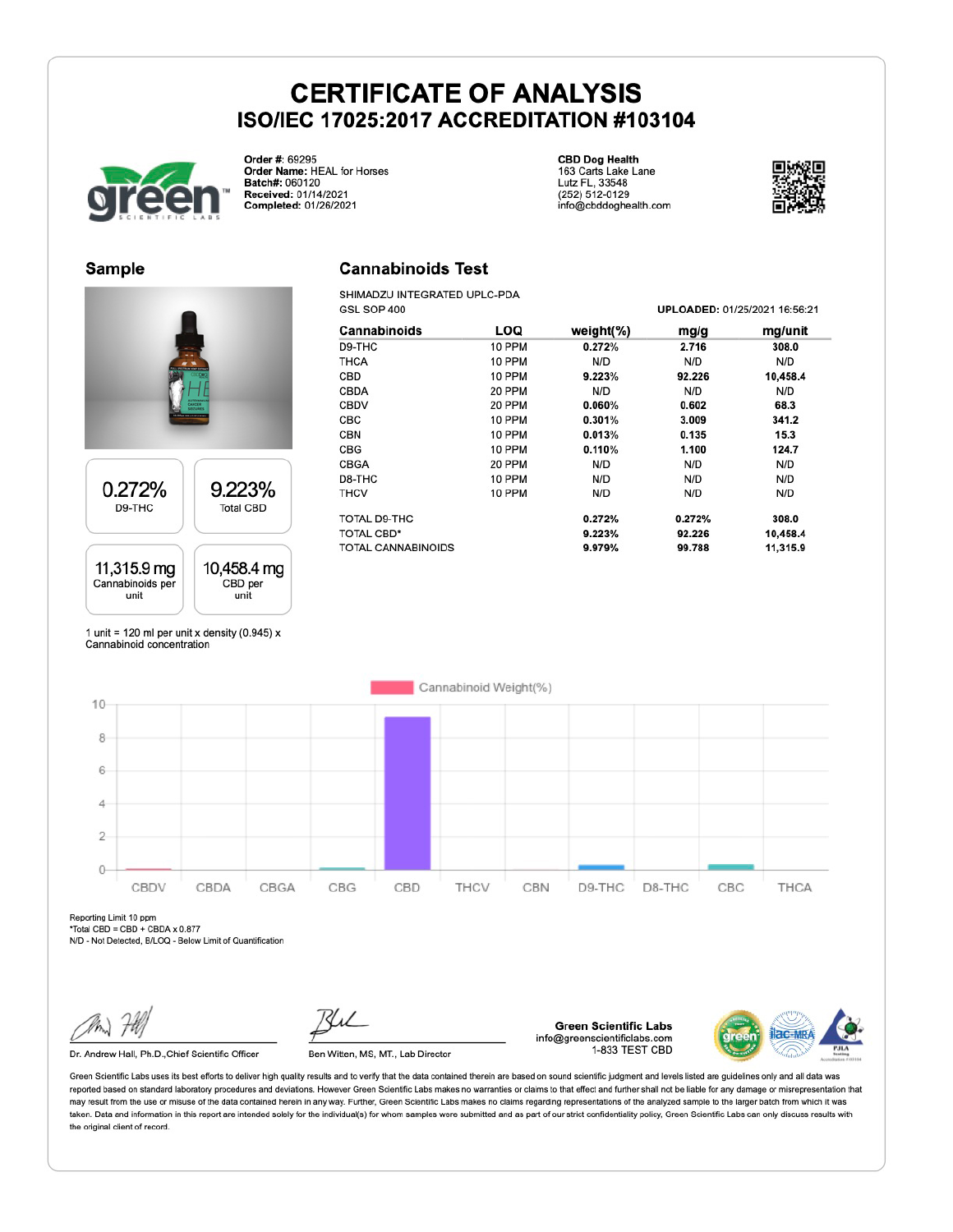# CERTIFICATE OF ANALYSIS

## ISO/IEC 17025:2017 ACCREDITATION #103104

**Order #:** 69295
**Order Name:** HEAL for Horses
**Batch#:** 060120
**Received:** 01/14/2021
**Completed:** 01/26/2021

**CBD Dog Health**
163 Carts Lake Lane
Lutz FL, 33548
(252) 512-0129
info@cbddoghealth.com

## Sample

| 0.272% | 9.223% |
|---|---|
| D9-THC | Total CBD |

| 11,315.9 mg | 10,458.4 mg |
|---|---|
| Cannabinoids per unit | CBD per unit |

1 unit = 120 ml per unit x density (0.945) x Cannabinoid concentration

## Cannabinoids Test

SHIMADZU INTEGRATED UPLC-PDA
GSL SOP 400

**UPLOADED:** 01/25/2021 16:56:21

| Cannabinoids | LOQ | weight(%) | mg/g | mg/unit |
|---|---|---|---|---|
| D9-THC | 10 PPM | **0.272%** | **2.716** | **308.0** |
| THCA | 10 PPM | N/D | N/D | N/D |
| CBD | 10 PPM | **9.223%** | **92.226** | **10,458.4** |
| CBDA | 20 PPM | N/D | N/D | N/D |
| CBDV | 20 PPM | **0.060%** | **0.602** | **68.3** |
| CBC | 10 PPM | **0.301%** | **3.009** | **341.2** |
| CBN | 10 PPM | **0.013%** | **0.135** | **15.3** |
| CBG | 10 PPM | **0.110%** | **1.100** | **124.7** |
| CBGA | 20 PPM | N/D | N/D | N/D |
| D8-THC | 10 PPM | N/D | N/D | N/D |
| THCV | 10 PPM | N/D | N/D | N/D |
| TOTAL D9-THC | | **0.272%** | **0.272%** | **308.0** |
| TOTAL CBD* | | **9.223%** | **92.226** | **10,458.4** |
| TOTAL CANNABINOIDS | | **9.979%** | **99.788** | **11,315.9** |

Cannabinoid Weight(%)

Reporting Limit 10 ppm
*Total CBD = CBD + CBDA x 0.877
N/D - Not Detected, B/LOQ - Below Limit of Quantification

Dr. Andrew Hall, Ph.D.,Chief Scientific Officer

Ben Witten, MS, MT., Lab Director

**Green Scientific Labs**
info@greenscientificlabs.com
1-833 TEST CBD

Green Scientific Labs uses its best efforts to deliver high quality results and to verify that the data contained therein are based on sound scientific judgment and levels listed are guidelines only and all data was reported based on standard laboratory procedures and deviations. However Green Scientific Labs makes no warranties or claims to that effect and further shall not be liable for any damage or misrepresentation that may result from the use or misuse of the data contained herein in any way. Further, Green Scientific Labs makes no claims regarding representations of the analyzed sample to the larger batch from which it was taken. Data and information in this report are intended solely for the individual(s) for whom samples were submitted and as part of our strict confidentiality policy, Green Scientific Labs can only discuss results with the original client of record.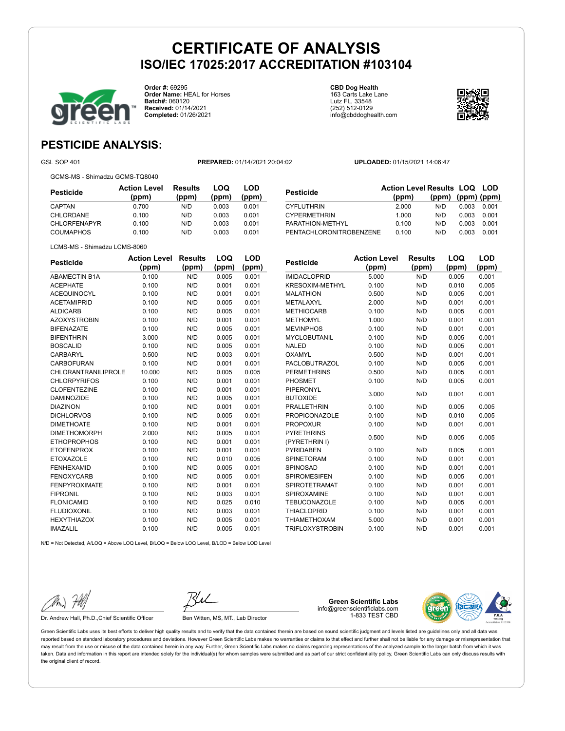# CERTIFICATE OF ANALYSIS
## ISO/IEC 17025:2017 ACCREDITATION #103104

**Order #:** 69295
**Order Name:** HEAL for Horses
**Batch#:** 060120
**Received:** 01/14/2021
**Completed:** 01/26/2021

**CBD Dog Health**
163 Carts Lake Lane
Lutz FL, 33548
(252) 512-0129
info@cbddoghealth.com

## PESTICIDE ANALYSIS:

GSL SOP 401 **PREPARED:** 01/14/2021 20:04:02 **UPLOADED:** 01/15/2021 14:06:47

GCMS-MS - Shimadzu GCMS-TQ8040

| Pesticide | Action Level (ppm) | Results (ppm) | LOQ (ppm) | LOD (ppm) |
|---|---|---|---|---|
| CAPTAN | 0.700 | N/D | 0.003 | 0.001 |
| CHLORDANE | 0.100 | N/D | 0.003 | 0.001 |
| CHLORFENAPYR | 0.100 | N/D | 0.003 | 0.001 |
| COUMAPHOS | 0.100 | N/D | 0.003 | 0.001 |
| CYFLUTHRIN | 2.000 | N/D | 0.003 | 0.001 |
| CYPERMETHRIN | 1.000 | N/D | 0.003 | 0.001 |
| PARATHION-METHYL | 0.100 | N/D | 0.003 | 0.001 |
| PENTACHLORONITROBENZENE | 0.100 | N/D | 0.003 | 0.001 |

LCMS-MS - Shimadzu LCMS-8060

| Pesticide | Action Level (ppm) | Results (ppm) | LOQ (ppm) | LOD (ppm) |
|---|---|---|---|---|
| ABAMECTIN B1A | 0.100 | N/D | 0.005 | 0.001 |
| ACEPHATE | 0.100 | N/D | 0.001 | 0.001 |
| ACEQUINOCYL | 0.100 | N/D | 0.001 | 0.001 |
| ACETAMIPRID | 0.100 | N/D | 0.005 | 0.001 |
| ALDICARB | 0.100 | N/D | 0.005 | 0.001 |
| AZOXYSTROBIN | 0.100 | N/D | 0.001 | 0.001 |
| BIFENAZATE | 0.100 | N/D | 0.005 | 0.001 |
| BIFENTHRIN | 3.000 | N/D | 0.005 | 0.001 |
| BOSCALID | 0.100 | N/D | 0.005 | 0.001 |
| CARBARYL | 0.500 | N/D | 0.003 | 0.001 |
| CARBOFURAN | 0.100 | N/D | 0.001 | 0.001 |
| CHLORANTRANILIPROLE | 10.000 | N/D | 0.005 | 0.005 |
| CHLORPYRIFOS | 0.100 | N/D | 0.001 | 0.001 |
| CLOFENTEZINE | 0.100 | N/D | 0.001 | 0.001 |
| DAMINOZIDE | 0.100 | N/D | 0.005 | 0.001 |
| DIAZINON | 0.100 | N/D | 0.001 | 0.001 |
| DICHLORVOS | 0.100 | N/D | 0.005 | 0.001 |
| DIMETHOATE | 0.100 | N/D | 0.001 | 0.001 |
| DIMETHOMORPH | 2.000 | N/D | 0.005 | 0.001 |
| ETHOPROPHOS | 0.100 | N/D | 0.001 | 0.001 |
| ETOFENPROX | 0.100 | N/D | 0.001 | 0.001 |
| ETOXAZOLE | 0.100 | N/D | 0.010 | 0.005 |
| FENHEXAMID | 0.100 | N/D | 0.005 | 0.001 |
| FENOXYCARB | 0.100 | N/D | 0.005 | 0.001 |
| FENPYROXIMATE | 0.100 | N/D | 0.001 | 0.001 |
| FIPRONIL | 0.100 | N/D | 0.003 | 0.001 |
| FLONICAMID | 0.100 | N/D | 0.025 | 0.010 |
| FLUDIOXONIL | 0.100 | N/D | 0.003 | 0.001 |
| HEXYTHIAZOX | 0.100 | N/D | 0.005 | 0.001 |
| IMAZALIL | 0.100 | N/D | 0.005 | 0.001 |
| IMIDACLOPRID | 5.000 | N/D | 0.005 | 0.001 |
| KRESOXIM-METHYL | 0.100 | N/D | 0.010 | 0.005 |
| MALATHION | 0.500 | N/D | 0.005 | 0.001 |
| METALAXYL | 2.000 | N/D | 0.001 | 0.001 |
| METHIOCARB | 0.100 | N/D | 0.005 | 0.001 |
| METHOMYL | 1.000 | N/D | 0.001 | 0.001 |
| MEVINPHOS | 0.100 | N/D | 0.001 | 0.001 |
| MYCLOBUTANIL | 0.100 | N/D | 0.005 | 0.001 |
| NALED | 0.100 | N/D | 0.005 | 0.001 |
| OXAMYL | 0.500 | N/D | 0.001 | 0.001 |
| PACLOBUTRAZOL | 0.100 | N/D | 0.005 | 0.001 |
| PERMETHRINS | 0.500 | N/D | 0.005 | 0.001 |
| PHOSMET | 0.100 | N/D | 0.005 | 0.001 |
| PIPERONYL BUTOXIDE | 3.000 | N/D | 0.001 | 0.001 |
| PRALLETHRIN | 0.100 | N/D | 0.005 | 0.005 |
| PROPICONAZOLE | 0.100 | N/D | 0.010 | 0.005 |
| PROPOXUR | 0.100 | N/D | 0.001 | 0.001 |
| PYRETHRINS (PYRETHRIN I) | 0.500 | N/D | 0.005 | 0.005 |
| PYRIDABEN | 0.100 | N/D | 0.005 | 0.001 |
| SPINETORAM | 0.100 | N/D | 0.001 | 0.001 |
| SPINOSAD | 0.100 | N/D | 0.001 | 0.001 |
| SPIROMESIFEN | 0.100 | N/D | 0.005 | 0.001 |
| SPIROTETRAMAT | 0.100 | N/D | 0.001 | 0.001 |
| SPIROXAMINE | 0.100 | N/D | 0.001 | 0.001 |
| TEBUCONAZOLE | 0.100 | N/D | 0.005 | 0.001 |
| THIACLOPRID | 0.100 | N/D | 0.001 | 0.001 |
| THIAMETHOXAM | 5.000 | N/D | 0.001 | 0.001 |
| TRIFLOXYSTROBIN | 0.100 | N/D | 0.001 | 0.001 |

N/D = Not Detected, A/LOQ = Above LOQ Level, B/LOQ = Below LOQ Level, B/LOD = Below LOD Level

Dr. Andrew Hall, Ph.D.,Chief Scientific Officer

Ben Witten, MS, MT., Lab Director

**Green Scientific Labs**
info@greenscientificlabs.com
1-833 TEST CBD

Green Scientific Labs uses its best efforts to deliver high quality results and to verify that the data contained therein are based on sound scientific judgment and levels listed are guidelines only and all data was reported based on standard laboratory procedures and deviations. However Green Scientific Labs makes no warranties or claims to that effect and further shall not be liable for any damage or misrepresentation that may result from the use or misuse of the data contained herein in any way. Further, Green Scientific Labs makes no claims regarding representations of the analyzed sample to the larger batch from which it was taken. Data and information in this report are intended solely for the individual(s) for whom samples were submitted and as part of our strict confidentiality policy, Green Scientific Labs can only discuss results with the original client of record.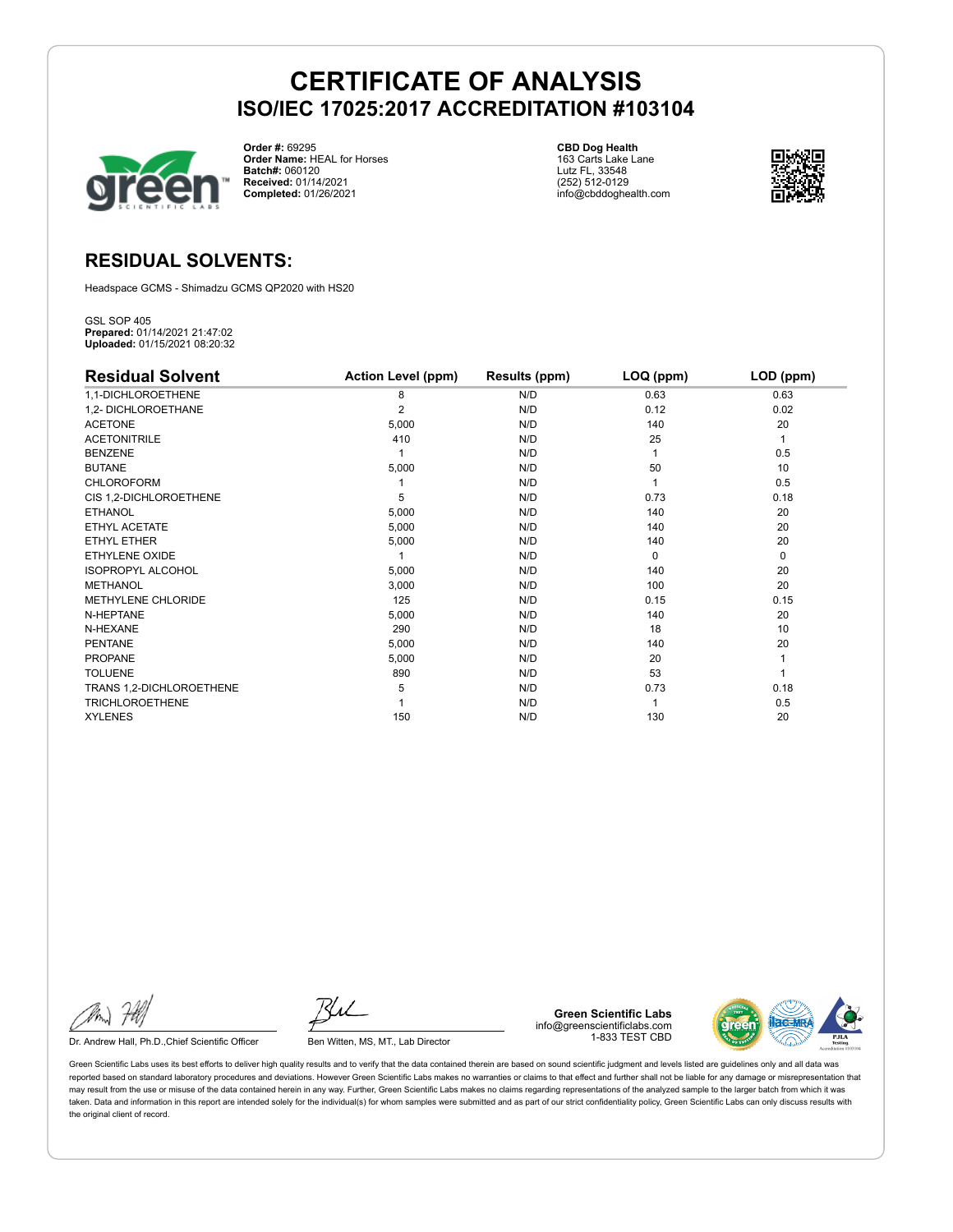# CERTIFICATE OF ANALYSIS

## ISO/IEC 17025:2017 ACCREDITATION #103104

**Order #:** 69295
**Order Name:** HEAL for Horses
**Batch#:** 060120
**Received:** 01/14/2021
**Completed:** 01/26/2021

**CBD Dog Health**
163 Carts Lake Lane
Lutz FL, 33548
(252) 512-0129
info@cbddoghealth.com

## RESIDUAL SOLVENTS:

Headspace GCMS - Shimadzu GCMS QP2020 with HS20

GSL SOP 405
**Prepared:** 01/14/2021 21:47:02
**Uploaded:** 01/15/2021 08:20:32

| Residual Solvent | Action Level (ppm) | Results (ppm) | LOQ (ppm) | LOD (ppm) |
|---|---|---|---|---|
| 1,1-DICHLOROETHENE | 8 | N/D | 0.63 | 0.63 |
| 1,2- DICHLOROETHANE | 2 | N/D | 0.12 | 0.02 |
| ACETONE | 5,000 | N/D | 140 | 20 |
| ACETONITRILE | 410 | N/D | 25 | 1 |
| BENZENE | 1 | N/D | 1 | 0.5 |
| BUTANE | 5,000 | N/D | 50 | 10 |
| CHLOROFORM | 1 | N/D | 1 | 0.5 |
| CIS 1,2-DICHLOROETHENE | 5 | N/D | 0.73 | 0.18 |
| ETHANOL | 5,000 | N/D | 140 | 20 |
| ETHYL ACETATE | 5,000 | N/D | 140 | 20 |
| ETHYL ETHER | 5,000 | N/D | 140 | 20 |
| ETHYLENE OXIDE | 1 | N/D | 0 | 0 |
| ISOPROPYL ALCOHOL | 5,000 | N/D | 140 | 20 |
| METHANOL | 3,000 | N/D | 100 | 20 |
| METHYLENE CHLORIDE | 125 | N/D | 0.15 | 0.15 |
| N-HEPTANE | 5,000 | N/D | 140 | 20 |
| N-HEXANE | 290 | N/D | 18 | 10 |
| PENTANE | 5,000 | N/D | 140 | 20 |
| PROPANE | 5,000 | N/D | 20 | 1 |
| TOLUENE | 890 | N/D | 53 | 1 |
| TRANS 1,2-DICHLOROETHENE | 5 | N/D | 0.73 | 0.18 |
| TRICHLOROETHENE | 1 | N/D | 1 | 0.5 |
| XYLENES | 150 | N/D | 130 | 20 |

Dr. Andrew Hall, Ph.D.,Chief Scientific Officer

Ben Witten, MS, MT., Lab Director

**Green Scientific Labs**
info@greenscientificlabs.com
1-833 TEST CBD

Green Scientific Labs uses its best efforts to deliver high quality results and to verify that the data contained therein are based on sound scientific judgment and levels listed are guidelines only and all data was reported based on standard laboratory procedures and deviations. However Green Scientific Labs makes no warranties or claims to that effect and further shall not be liable for any damage or misrepresentation that may result from the use or misuse of the data contained herein in any way. Further, Green Scientific Labs makes no claims regarding representations of the analyzed sample to the larger batch from which it was taken. Data and information in this report are intended solely for the individual(s) for whom samples were submitted and as part of our strict confidentiality policy, Green Scientific Labs can only discuss results with the original client of record.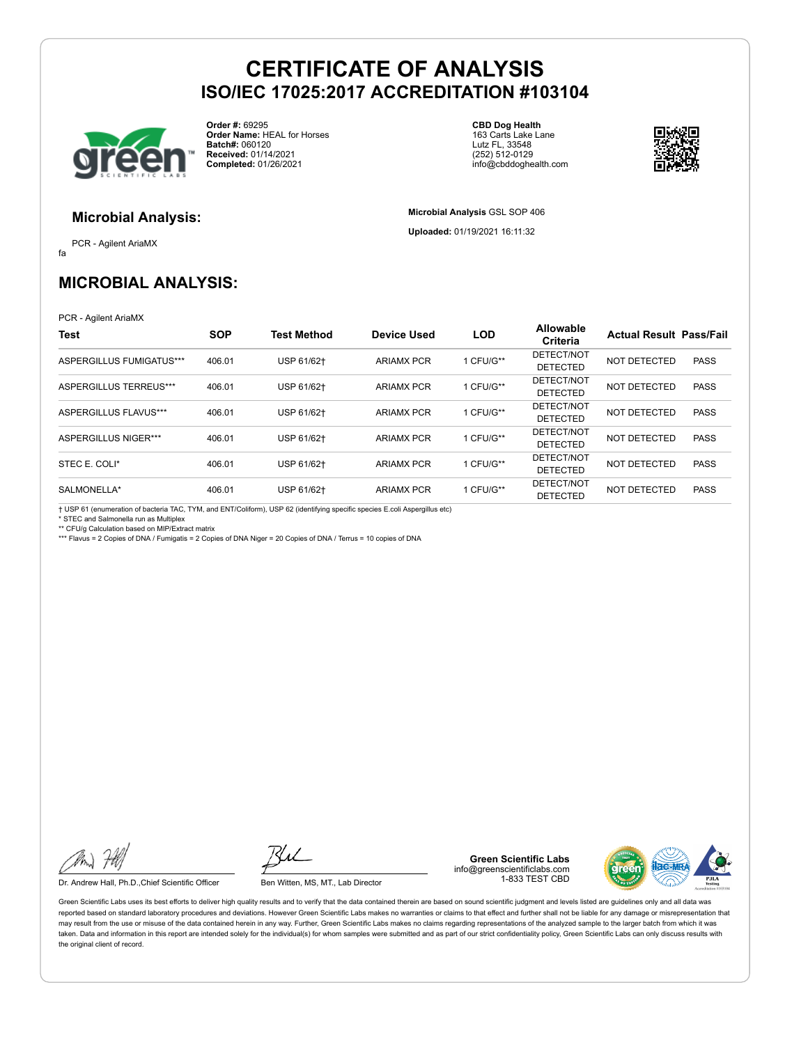# CERTIFICATE OF ANALYSIS

## ISO/IEC 17025:2017 ACCREDITATION #103104

**Order #:** 69295
**Order Name:** HEAL for Horses
**Batch#:** 060120
**Received:** 01/14/2021
**Completed:** 01/26/2021

**CBD Dog Health**
163 Carts Lake Lane
Lutz FL, 33548
(252) 512-0129
info@cbddoghealth.com

### Microbial Analysis:

PCR - Agilent AriaMX

fa

**Microbial Analysis** GSL SOP 406

**Uploaded:** 01/19/2021 16:11:32

## MICROBIAL ANALYSIS:

PCR - Agilent AriaMX

| Test | SOP | Test Method | Device Used | LOD | Allowable Criteria | Actual Result | Pass/Fail |
|---|---|---|---|---|---|---|---|
| ASPERGILLUS FUMIGATUS*** | 406.01 | USP 61/62† | ARIAMX PCR | 1 CFU/G** | DETECT/NOT DETECTED | NOT DETECTED | PASS |
| ASPERGILLUS TERREUS*** | 406.01 | USP 61/62† | ARIAMX PCR | 1 CFU/G** | DETECT/NOT DETECTED | NOT DETECTED | PASS |
| ASPERGILLUS FLAVUS*** | 406.01 | USP 61/62† | ARIAMX PCR | 1 CFU/G** | DETECT/NOT DETECTED | NOT DETECTED | PASS |
| ASPERGILLUS NIGER*** | 406.01 | USP 61/62† | ARIAMX PCR | 1 CFU/G** | DETECT/NOT DETECTED | NOT DETECTED | PASS |
| STEC E. COLI* | 406.01 | USP 61/62† | ARIAMX PCR | 1 CFU/G** | DETECT/NOT DETECTED | NOT DETECTED | PASS |
| SALMONELLA* | 406.01 | USP 61/62† | ARIAMX PCR | 1 CFU/G** | DETECT/NOT DETECTED | NOT DETECTED | PASS |

† USP 61 (enumeration of bacteria TAC, TYM, and ENT/Coliform), USP 62 (identifying specific species E.coli Aspergillus etc)
* STEC and Salmonella run as Multiplex
** CFU/g Calculation based on MIP/Extract matrix
*** Flavus = 2 Copies of DNA / Fumigatis = 2 Copies of DNA Niger = 20 Copies of DNA / Terrus = 10 copies of DNA

Dr. Andrew Hall, Ph.D.,Chief Scientific Officer

Ben Witten, MS, MT., Lab Director

**Green Scientific Labs**
info@greenscientificlabs.com
1-833 TEST CBD

Green Scientific Labs uses its best efforts to deliver high quality results and to verify that the data contained therein are based on sound scientific judgment and levels listed are guidelines only and all data was reported based on standard laboratory procedures and deviations. However Green Scientific Labs makes no warranties or claims to that effect and further shall not be liable for any damage or misrepresentation that may result from the use or misuse of the data contained herein in any way. Further, Green Scientific Labs makes no claims regarding representations of the analyzed sample to the larger batch from which it was taken. Data and information in this report are intended solely for the individual(s) for whom samples were submitted and as part of our strict confidentiality policy, Green Scientific Labs can only discuss results with the original client of record.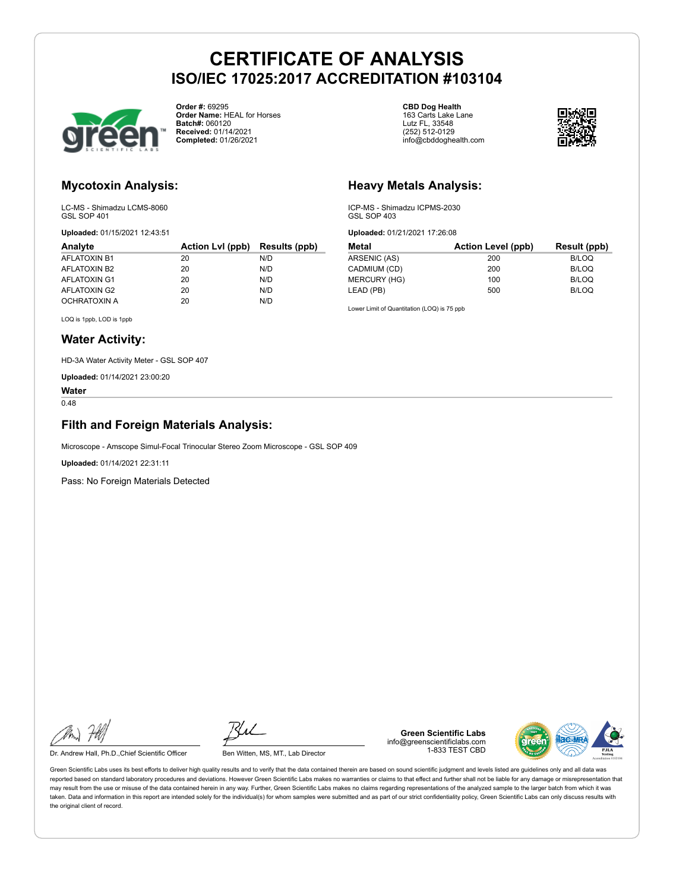# CERTIFICATE OF ANALYSIS
## ISO/IEC 17025:2017 ACCREDITATION #103104

**Order #:** 69295
**Order Name:** HEAL for Horses
**Batch#:** 060120
**Received:** 01/14/2021
**Completed:** 01/26/2021

**CBD Dog Health**
163 Carts Lake Lane
Lutz FL, 33548
(252) 512-0129
info@cbddoghealth.com

## Mycotoxin Analysis:

LC-MS - Shimadzu LCMS-8060
GSL SOP 401

**Uploaded:** 01/15/2021 12:43:51

| Analyte | Action Lvl (ppb) | Results (ppb) |
|---|---|---|
| AFLATOXIN B1 | 20 | N/D |
| AFLATOXIN B2 | 20 | N/D |
| AFLATOXIN G1 | 20 | N/D |
| AFLATOXIN G2 | 20 | N/D |
| OCHRATOXIN A | 20 | N/D |

LOQ is 1ppb, LOD is 1ppb

## Heavy Metals Analysis:

ICP-MS - Shimadzu ICPMS-2030
GSL SOP 403

**Uploaded:** 01/21/2021 17:26:08

| Metal | Action Level (ppb) | Result (ppb) |
|---|---|---|
| ARSENIC (AS) | 200 | B/LOQ |
| CADMIUM (CD) | 200 | B/LOQ |
| MERCURY (HG) | 100 | B/LOQ |
| LEAD (PB) | 500 | B/LOQ |

Lower Limit of Quantitation (LOQ) is 75 ppb

## Water Activity:

HD-3A Water Activity Meter - GSL SOP 407

**Uploaded:** 01/14/2021 23:00:20

| Water |
|---|
| 0.48 |

## Filth and Foreign Materials Analysis:

Microscope - Amscope Simul-Focal Trinocular Stereo Zoom Microscope - GSL SOP 409

**Uploaded:** 01/14/2021 22:31:11

Pass: No Foreign Materials Detected

Dr. Andrew Hall, Ph.D.,Chief Scientific Officer

Ben Witten, MS, MT., Lab Director

**Green Scientific Labs**
info@greenscientificlabs.com
1-833 TEST CBD

Green Scientific Labs uses its best efforts to deliver high quality results and to verify that the data contained therein are based on sound scientific judgment and levels listed are guidelines only and all data was reported based on standard laboratory procedures and deviations. However Green Scientific Labs makes no warranties or claims to that effect and further shall not be liable for any damage or misrepresentation that may result from the use or misuse of the data contained herein in any way. Further, Green Scientific Labs makes no claims regarding representations of the analyzed sample to the larger batch from which it was taken. Data and information in this report are intended solely for the individual(s) for whom samples were submitted and as part of our strict confidentiality policy, Green Scientific Labs can only discuss results with the original client of record.